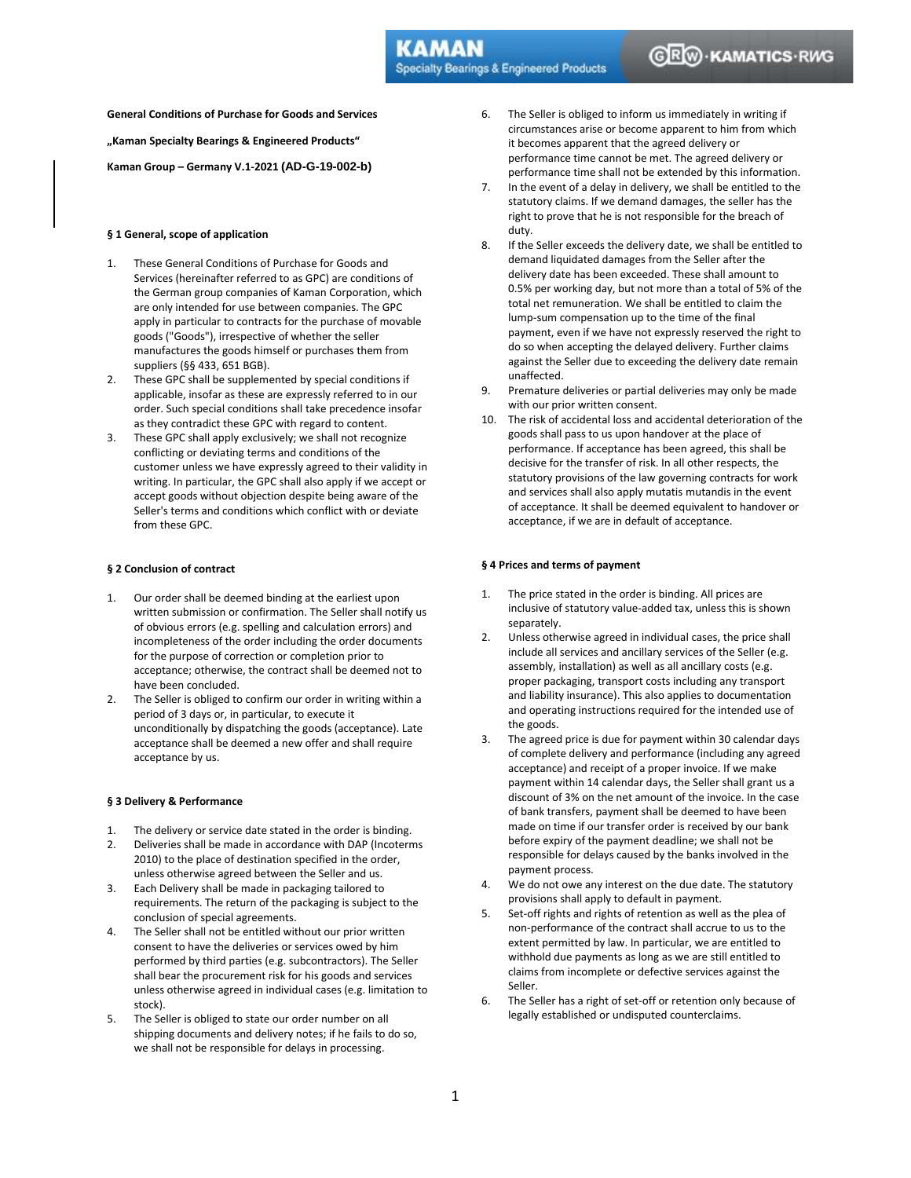**General Conditions of Purchase for Goods and Services**

**„Kaman Specialty Bearings & Engineered Products“**

**Kaman Group – Germany V.1-2021 (AD-G-19-002-b)**

### § 1 General, scope of application

1. These General Conditions of Purchase for Goods and Services (hereinafter referred to as GPC) are conditions of the German group companies of Kaman Corporation, which are only intended for use between companies. The GPC apply in particular to contracts for the purchase of movable goods ("Goods"), irrespective of whether the seller manufactures the goods himself or purchases them from suppliers (§§ 433, 651 BGB).
2. These GPC shall be supplemented by special conditions if applicable, insofar as these are expressly referred to in our order. Such special conditions shall take precedence insofar as they contradict these GPC with regard to content.
3. These GPC shall apply exclusively; we shall not recognize conflicting or deviating terms and conditions of the customer unless we have expressly agreed to their validity in writing. In particular, the GPC shall also apply if we accept or accept goods without objection despite being aware of the Seller's terms and conditions which conflict with or deviate from these GPC.

### § 2 Conclusion of contract

1. Our order shall be deemed binding at the earliest upon written submission or confirmation. The Seller shall notify us of obvious errors (e.g. spelling and calculation errors) and incompleteness of the order including the order documents for the purpose of correction or completion prior to acceptance; otherwise, the contract shall be deemed not to have been concluded.
2. The Seller is obliged to confirm our order in writing within a period of 3 days or, in particular, to execute it unconditionally by dispatching the goods (acceptance). Late acceptance shall be deemed a new offer and shall require acceptance by us.

### § 3 Delivery & Performance

1. The delivery or service date stated in the order is binding.
2. Deliveries shall be made in accordance with DAP (Incoterms 2010) to the place of destination specified in the order, unless otherwise agreed between the Seller and us.
3. Each Delivery shall be made in packaging tailored to requirements. The return of the packaging is subject to the conclusion of special agreements.
4. The Seller shall not be entitled without our prior written consent to have the deliveries or services owed by him performed by third parties (e.g. subcontractors). The Seller shall bear the procurement risk for his goods and services unless otherwise agreed in individual cases (e.g. limitation to stock).
5. The Seller is obliged to state our order number on all shipping documents and delivery notes; if he fails to do so, we shall not be responsible for delays in processing.
6. The Seller is obliged to inform us immediately in writing if circumstances arise or become apparent to him from which it becomes apparent that the agreed delivery or performance time cannot be met. The agreed delivery or performance time shall not be extended by this information.
7. In the event of a delay in delivery, we shall be entitled to the statutory claims. If we demand damages, the seller has the right to prove that he is not responsible for the breach of duty.
8. If the Seller exceeds the delivery date, we shall be entitled to demand liquidated damages from the Seller after the delivery date has been exceeded. These shall amount to 0.5% per working day, but not more than a total of 5% of the total net remuneration. We shall be entitled to claim the lump-sum compensation up to the time of the final payment, even if we have not expressly reserved the right to do so when accepting the delayed delivery. Further claims against the Seller due to exceeding the delivery date remain unaffected.
9. Premature deliveries or partial deliveries may only be made with our prior written consent.
10. The risk of accidental loss and accidental deterioration of the goods shall pass to us upon handover at the place of performance. If acceptance has been agreed, this shall be decisive for the transfer of risk. In all other respects, the statutory provisions of the law governing contracts for work and services shall also apply mutatis mutandis in the event of acceptance. It shall be deemed equivalent to handover or acceptance, if we are in default of acceptance.

### § 4 Prices and terms of payment

1. The price stated in the order is binding. All prices are inclusive of statutory value-added tax, unless this is shown separately.
2. Unless otherwise agreed in individual cases, the price shall include all services and ancillary services of the Seller (e.g. assembly, installation) as well as all ancillary costs (e.g. proper packaging, transport costs including any transport and liability insurance). This also applies to documentation and operating instructions required for the intended use of the goods.
3. The agreed price is due for payment within 30 calendar days of complete delivery and performance (including any agreed acceptance) and receipt of a proper invoice. If we make payment within 14 calendar days, the Seller shall grant us a discount of 3% on the net amount of the invoice. In the case of bank transfers, payment shall be deemed to have been made on time if our transfer order is received by our bank before expiry of the payment deadline; we shall not be responsible for delays caused by the banks involved in the payment process.
4. We do not owe any interest on the due date. The statutory provisions shall apply to default in payment.
5. Set-off rights and rights of retention as well as the plea of non-performance of the contract shall accrue to us to the extent permitted by law. In particular, we are entitled to withhold due payments as long as we are still entitled to claims from incomplete or defective services against the Seller.
6. The Seller has a right of set-off or retention only because of legally established or undisputed counterclaims.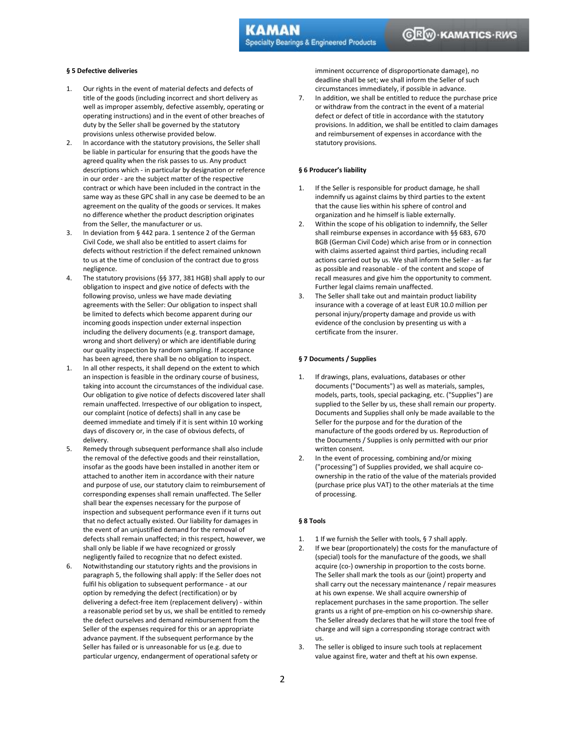### § 5 Defective deliveries

1. Our rights in the event of material defects and defects of title of the goods (including incorrect and short delivery as well as improper assembly, defective assembly, operating or operating instructions) and in the event of other breaches of duty by the Seller shall be governed by the statutory provisions unless otherwise provided below.
2. In accordance with the statutory provisions, the Seller shall be liable in particular for ensuring that the goods have the agreed quality when the risk passes to us. Any product descriptions which - in particular by designation or reference in our order - are the subject matter of the respective contract or which have been included in the contract in the same way as these GPC shall in any case be deemed to be an agreement on the quality of the goods or services. It makes no difference whether the product description originates from the Seller, the manufacturer or us.
3. In deviation from § 442 para. 1 sentence 2 of the German Civil Code, we shall also be entitled to assert claims for defects without restriction if the defect remained unknown to us at the time of conclusion of the contract due to gross negligence.
4. The statutory provisions (§§ 377, 381 HGB) shall apply to our obligation to inspect and give notice of defects with the following proviso, unless we have made deviating agreements with the Seller: Our obligation to inspect shall be limited to defects which become apparent during our incoming goods inspection under external inspection including the delivery documents (e.g. transport damage, wrong and short delivery) or which are identifiable during our quality inspection by random sampling. If acceptance has been agreed, there shall be no obligation to inspect.
1. In all other respects, it shall depend on the extent to which an inspection is feasible in the ordinary course of business, taking into account the circumstances of the individual case. Our obligation to give notice of defects discovered later shall remain unaffected. Irrespective of our obligation to inspect, our complaint (notice of defects) shall in any case be deemed immediate and timely if it is sent within 10 working days of discovery or, in the case of obvious defects, of delivery.
5. Remedy through subsequent performance shall also include the removal of the defective goods and their reinstallation, insofar as the goods have been installed in another item or attached to another item in accordance with their nature and purpose of use, our statutory claim to reimbursement of corresponding expenses shall remain unaffected. The Seller shall bear the expenses necessary for the purpose of inspection and subsequent performance even if it turns out that no defect actually existed. Our liability for damages in the event of an unjustified demand for the removal of defects shall remain unaffected; in this respect, however, we shall only be liable if we have recognized or grossly negligently failed to recognize that no defect existed.
6. Notwithstanding our statutory rights and the provisions in paragraph 5, the following shall apply: If the Seller does not fulfil his obligation to subsequent performance - at our option by remedying the defect (rectification) or by delivering a defect-free item (replacement delivery) - within a reasonable period set by us, we shall be entitled to remedy the defect ourselves and demand reimbursement from the Seller of the expenses required for this or an appropriate advance payment. If the subsequent performance by the Seller has failed or is unreasonable for us (e.g. due to particular urgency, endangerment of operational safety or imminent occurrence of disproportionate damage), no deadline shall be set; we shall inform the Seller of such circumstances immediately, if possible in advance.
7. In addition, we shall be entitled to reduce the purchase price or withdraw from the contract in the event of a material defect or defect of title in accordance with the statutory provisions. In addition, we shall be entitled to claim damages and reimbursement of expenses in accordance with the statutory provisions.

### § 6 Producer's liability

1. If the Seller is responsible for product damage, he shall indemnify us against claims by third parties to the extent that the cause lies within his sphere of control and organization and he himself is liable externally.
2. Within the scope of his obligation to indemnify, the Seller shall reimburse expenses in accordance with §§ 683, 670 BGB (German Civil Code) which arise from or in connection with claims asserted against third parties, including recall actions carried out by us. We shall inform the Seller - as far as possible and reasonable - of the content and scope of recall measures and give him the opportunity to comment. Further legal claims remain unaffected.
3. The Seller shall take out and maintain product liability insurance with a coverage of at least EUR 10.0 million per personal injury/property damage and provide us with evidence of the conclusion by presenting us with a certificate from the insurer.

### § 7 Documents / Supplies

1. If drawings, plans, evaluations, databases or other documents ("Documents") as well as materials, samples, models, parts, tools, special packaging, etc. ("Supplies") are supplied to the Seller by us, these shall remain our property. Documents and Supplies shall only be made available to the Seller for the purpose and for the duration of the manufacture of the goods ordered by us. Reproduction of the Documents / Supplies is only permitted with our prior written consent.
2. In the event of processing, combining and/or mixing ("processing") of Supplies provided, we shall acquire co-ownership in the ratio of the value of the materials provided (purchase price plus VAT) to the other materials at the time of processing.

### § 8 Tools

1. 1 If we furnish the Seller with tools, § 7 shall apply.
2. If we bear (proportionately) the costs for the manufacture of (special) tools for the manufacture of the goods, we shall acquire (co-) ownership in proportion to the costs borne. The Seller shall mark the tools as our (joint) property and shall carry out the necessary maintenance / repair measures at his own expense. We shall acquire ownership of replacement purchases in the same proportion. The seller grants us a right of pre-emption on his co-ownership share. The Seller already declares that he will store the tool free of charge and will sign a corresponding storage contract with us.
3. The seller is obliged to insure such tools at replacement value against fire, water and theft at his own expense.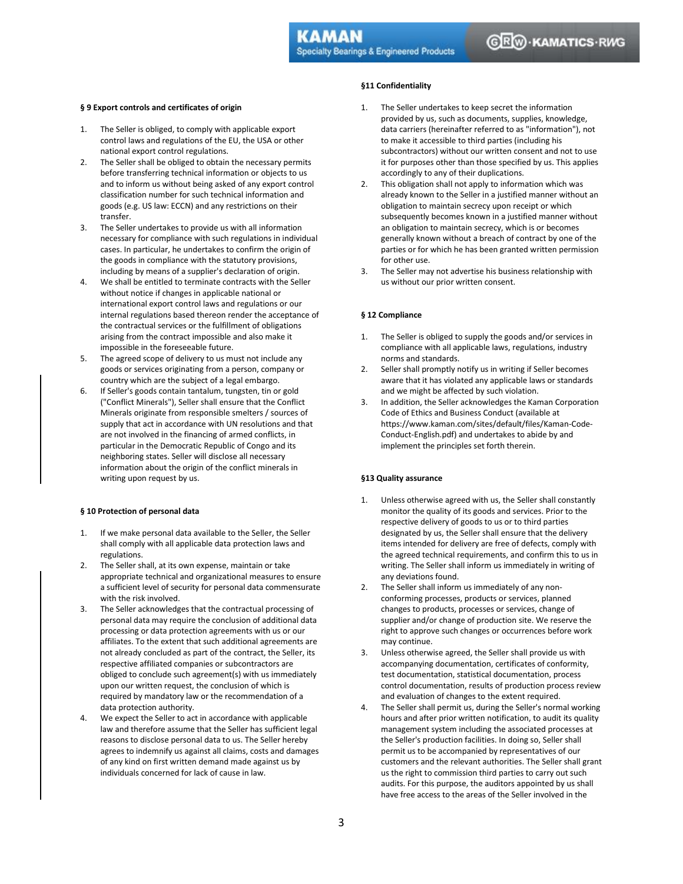## § 9 Export controls and certificates of origin

1. The Seller is obliged, to comply with applicable export control laws and regulations of the EU, the USA or other national export control regulations.
2. The Seller shall be obliged to obtain the necessary permits before transferring technical information or objects to us and to inform us without being asked of any export control classification number for such technical information and goods (e.g. US law: ECCN) and any restrictions on their transfer.
3. The Seller undertakes to provide us with all information necessary for compliance with such regulations in individual cases. In particular, he undertakes to confirm the origin of the goods in compliance with the statutory provisions, including by means of a supplier's declaration of origin.
4. We shall be entitled to terminate contracts with the Seller without notice if changes in applicable national or international export control laws and regulations or our internal regulations based thereon render the acceptance of the contractual services or the fulfillment of obligations arising from the contract impossible and also make it impossible in the foreseeable future.
5. The agreed scope of delivery to us must not include any goods or services originating from a person, company or country which are the subject of a legal embargo.
6. If Seller's goods contain tantalum, tungsten, tin or gold ("Conflict Minerals"), Seller shall ensure that the Conflict Minerals originate from responsible smelters / sources of supply that act in accordance with UN resolutions and that are not involved in the financing of armed conflicts, in particular in the Democratic Republic of Congo and its neighboring states. Seller will disclose all necessary information about the origin of the conflict minerals in writing upon request by us.

## § 10 Protection of personal data

1. If we make personal data available to the Seller, the Seller shall comply with all applicable data protection laws and regulations.
2. The Seller shall, at its own expense, maintain or take appropriate technical and organizational measures to ensure a sufficient level of security for personal data commensurate with the risk involved.
3. The Seller acknowledges that the contractual processing of personal data may require the conclusion of additional data processing or data protection agreements with us or our affiliates. To the extent that such additional agreements are not already concluded as part of the contract, the Seller, its respective affiliated companies or subcontractors are obliged to conclude such agreement(s) with us immediately upon our written request, the conclusion of which is required by mandatory law or the recommendation of a data protection authority.
4. We expect the Seller to act in accordance with applicable law and therefore assume that the Seller has sufficient legal reasons to disclose personal data to us. The Seller hereby agrees to indemnify us against all claims, costs and damages of any kind on first written demand made against us by individuals concerned for lack of cause in law.

## §11 Confidentiality

1. The Seller undertakes to keep secret the information provided by us, such as documents, supplies, knowledge, data carriers (hereinafter referred to as "information"), not to make it accessible to third parties (including his subcontractors) without our written consent and not to use it for purposes other than those specified by us. This applies accordingly to any of their duplications.
2. This obligation shall not apply to information which was already known to the Seller in a justified manner without an obligation to maintain secrecy upon receipt or which subsequently becomes known in a justified manner without an obligation to maintain secrecy, which is or becomes generally known without a breach of contract by one of the parties or for which he has been granted written permission for other use.
3. The Seller may not advertise his business relationship with us without our prior written consent.

## § 12 Compliance

1. The Seller is obliged to supply the goods and/or services in compliance with all applicable laws, regulations, industry norms and standards.
2. Seller shall promptly notify us in writing if Seller becomes aware that it has violated any applicable laws or standards and we might be affected by such violation.
3. In addition, the Seller acknowledges the Kaman Corporation Code of Ethics and Business Conduct (available at https://www.kaman.com/sites/default/files/Kaman-Code-Conduct-English.pdf) and undertakes to abide by and implement the principles set forth therein.

## §13 Quality assurance

1. Unless otherwise agreed with us, the Seller shall constantly monitor the quality of its goods and services. Prior to the respective delivery of goods to us or to third parties designated by us, the Seller shall ensure that the delivery items intended for delivery are free of defects, comply with the agreed technical requirements, and confirm this to us in writing. The Seller shall inform us immediately in writing of any deviations found.
2. The Seller shall inform us immediately of any non-conforming processes, products or services, planned changes to products, processes or services, change of supplier and/or change of production site. We reserve the right to approve such changes or occurrences before work may continue.
3. Unless otherwise agreed, the Seller shall provide us with accompanying documentation, certificates of conformity, test documentation, statistical documentation, process control documentation, results of production process review and evaluation of changes to the extent required.
4. The Seller shall permit us, during the Seller's normal working hours and after prior written notification, to audit its quality management system including the associated processes at the Seller's production facilities. In doing so, Seller shall permit us to be accompanied by representatives of our customers and the relevant authorities. The Seller shall grant us the right to commission third parties to carry out such audits. For this purpose, the auditors appointed by us shall have free access to the areas of the Seller involved in the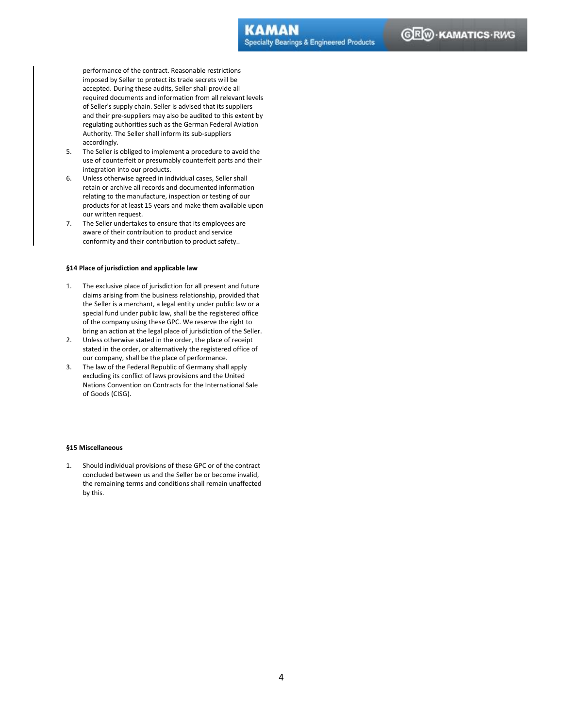performance of the contract. Reasonable restrictions imposed by Seller to protect its trade secrets will be accepted. During these audits, Seller shall provide all required documents and information from all relevant levels of Seller's supply chain. Seller is advised that its suppliers and their pre-suppliers may also be audited to this extent by regulating authorities such as the German Federal Aviation Authority. The Seller shall inform its sub-suppliers accordingly.

5. The Seller is obliged to implement a procedure to avoid the use of counterfeit or presumably counterfeit parts and their integration into our products.
6. Unless otherwise agreed in individual cases, Seller shall retain or archive all records and documented information relating to the manufacture, inspection or testing of our products for at least 15 years and make them available upon our written request.
7. The Seller undertakes to ensure that its employees are aware of their contribution to product and service conformity and their contribution to product safety..

**§14 Place of jurisdiction and applicable law**

1. The exclusive place of jurisdiction for all present and future claims arising from the business relationship, provided that the Seller is a merchant, a legal entity under public law or a special fund under public law, shall be the registered office of the company using these GPC. We reserve the right to bring an action at the legal place of jurisdiction of the Seller.
2. Unless otherwise stated in the order, the place of receipt stated in the order, or alternatively the registered office of our company, shall be the place of performance.
3. The law of the Federal Republic of Germany shall apply excluding its conflict of laws provisions and the United Nations Convention on Contracts for the International Sale of Goods (CISG).

**§15 Miscellaneous**

1. Should individual provisions of these GPC or of the contract concluded between us and the Seller be or become invalid, the remaining terms and conditions shall remain unaffected by this.